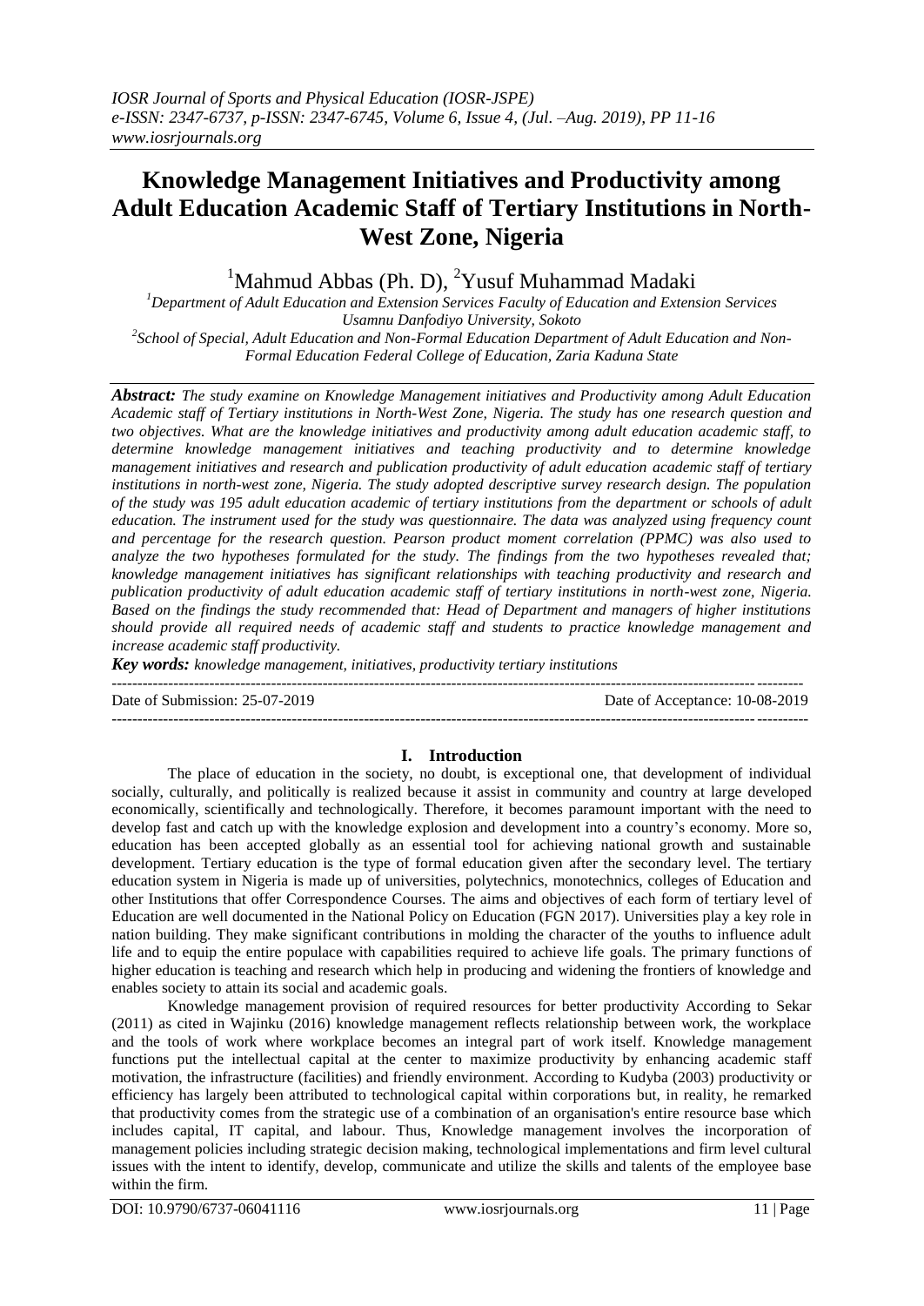# Knowledge Management Initiatives and Productivity among Adult Education Academic Staff of Tertiary Institutions in North-West Zone, Nigeria

[1]Mahmud Abbas (Ph. D), [2]Yusuf Muhammad Madaki

*[1]Department of Adult Education and Extension Services Faculty of Education and Extension Services Usamnu Danfodiyo University, Sokoto*

*[2]School of Special, Adult Education and Non-Formal Education Department of Adult Education and Non-Formal Education Federal College of Education, Zaria Kaduna State*

***Abstract:*** *The study examine on Knowledge Management initiatives and Productivity among Adult Education Academic staff of Tertiary institutions in North-West Zone, Nigeria. The study has one research question and two objectives. What are the knowledge initiatives and productivity among adult education academic staff, to determine knowledge management initiatives and teaching productivity and to determine knowledge management initiatives and research and publication productivity of adult education academic staff of tertiary institutions in north-west zone, Nigeria. The study adopted descriptive survey research design. The population of the study was 195 adult education academic of tertiary institutions from the department or schools of adult education. The instrument used for the study was questionnaire. The data was analyzed using frequency count and percentage for the research question. Pearson product moment correlation (PPMC) was also used to analyze the two hypotheses formulated for the study. The findings from the two hypotheses revealed that; knowledge management initiatives has significant relationships with teaching productivity and research and publication productivity of adult education academic staff of tertiary institutions in north-west zone, Nigeria. Based on the findings the study recommended that: Head of Department and managers of higher institutions should provide all required needs of academic staff and students to practice knowledge management and increase academic staff productivity.*

***Key words:*** *knowledge management, initiatives, productivity tertiary institutions*

---

Date of Submission: 25-07-2019 | Date of Acceptance: 10-08-2019

---

## I. Introduction

The place of education in the society, no doubt, is exceptional one, that development of individual socially, culturally, and politically is realized because it assist in community and country at large developed economically, scientifically and technologically. Therefore, it becomes paramount important with the need to develop fast and catch up with the knowledge explosion and development into a country's economy. More so, education has been accepted globally as an essential tool for achieving national growth and sustainable development. Tertiary education is the type of formal education given after the secondary level. The tertiary education system in Nigeria is made up of universities, polytechnics, monotechnics, colleges of Education and other Institutions that offer Correspondence Courses. The aims and objectives of each form of tertiary level of Education are well documented in the National Policy on Education (FGN 2017). Universities play a key role in nation building. They make significant contributions in molding the character of the youths to influence adult life and to equip the entire populace with capabilities required to achieve life goals. The primary functions of higher education is teaching and research which help in producing and widening the frontiers of knowledge and enables society to attain its social and academic goals.

Knowledge management provision of required resources for better productivity According to Sekar (2011) as cited in Wajinku (2016) knowledge management reflects relationship between work, the workplace and the tools of work where workplace becomes an integral part of work itself. Knowledge management functions put the intellectual capital at the center to maximize productivity by enhancing academic staff motivation, the infrastructure (facilities) and friendly environment. According to Kudyba (2003) productivity or efficiency has largely been attributed to technological capital within corporations but, in reality, he remarked that productivity comes from the strategic use of a combination of an organisation's entire resource base which includes capital, IT capital, and labour. Thus, Knowledge management involves the incorporation of management policies including strategic decision making, technological implementations and firm level cultural issues with the intent to identify, develop, communicate and utilize the skills and talents of the employee base within the firm.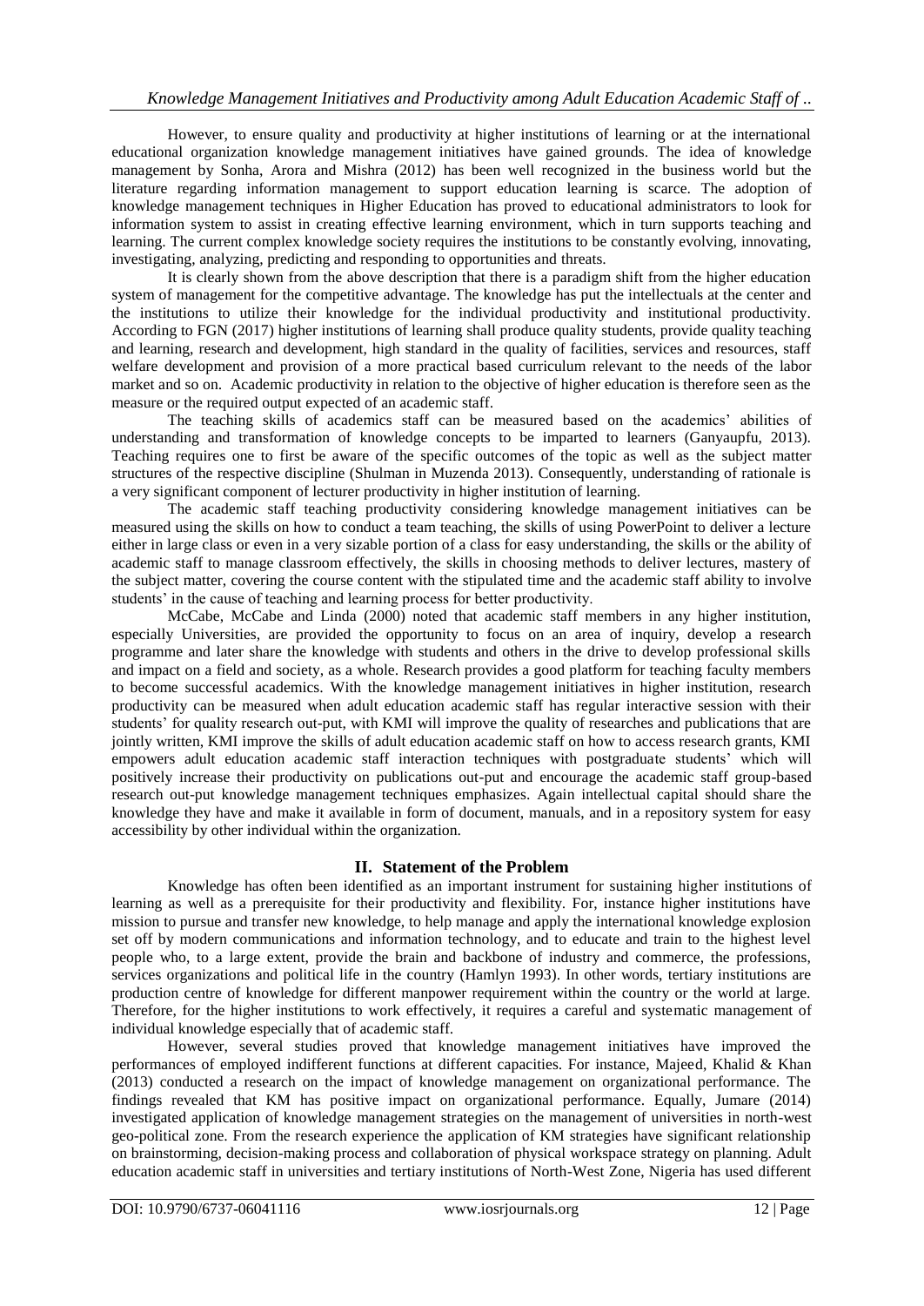However, to ensure quality and productivity at higher institutions of learning or at the international educational organization knowledge management initiatives have gained grounds. The idea of knowledge management by Sonha, Arora and Mishra (2012) has been well recognized in the business world but the literature regarding information management to support education learning is scarce. The adoption of knowledge management techniques in Higher Education has proved to educational administrators to look for information system to assist in creating effective learning environment, which in turn supports teaching and learning. The current complex knowledge society requires the institutions to be constantly evolving, innovating, investigating, analyzing, predicting and responding to opportunities and threats.

It is clearly shown from the above description that there is a paradigm shift from the higher education system of management for the competitive advantage. The knowledge has put the intellectuals at the center and the institutions to utilize their knowledge for the individual productivity and institutional productivity. According to FGN (2017) higher institutions of learning shall produce quality students, provide quality teaching and learning, research and development, high standard in the quality of facilities, services and resources, staff welfare development and provision of a more practical based curriculum relevant to the needs of the labor market and so on. Academic productivity in relation to the objective of higher education is therefore seen as the measure or the required output expected of an academic staff.

The teaching skills of academics staff can be measured based on the academics' abilities of understanding and transformation of knowledge concepts to be imparted to learners (Ganyaupfu, 2013). Teaching requires one to first be aware of the specific outcomes of the topic as well as the subject matter structures of the respective discipline (Shulman in Muzenda 2013). Consequently, understanding of rationale is a very significant component of lecturer productivity in higher institution of learning.

The academic staff teaching productivity considering knowledge management initiatives can be measured using the skills on how to conduct a team teaching, the skills of using PowerPoint to deliver a lecture either in large class or even in a very sizable portion of a class for easy understanding, the skills or the ability of academic staff to manage classroom effectively, the skills in choosing methods to deliver lectures, mastery of the subject matter, covering the course content with the stipulated time and the academic staff ability to involve students' in the cause of teaching and learning process for better productivity.

McCabe, McCabe and Linda (2000) noted that academic staff members in any higher institution, especially Universities, are provided the opportunity to focus on an area of inquiry, develop a research programme and later share the knowledge with students and others in the drive to develop professional skills and impact on a field and society, as a whole. Research provides a good platform for teaching faculty members to become successful academics. With the knowledge management initiatives in higher institution, research productivity can be measured when adult education academic staff has regular interactive session with their students' for quality research out-put, with KMI will improve the quality of researches and publications that are jointly written, KMI improve the skills of adult education academic staff on how to access research grants, KMI empowers adult education academic staff interaction techniques with postgraduate students' which will positively increase their productivity on publications out-put and encourage the academic staff group-based research out-put knowledge management techniques emphasizes. Again intellectual capital should share the knowledge they have and make it available in form of document, manuals, and in a repository system for easy accessibility by other individual within the organization.

## II. Statement of the Problem

Knowledge has often been identified as an important instrument for sustaining higher institutions of learning as well as a prerequisite for their productivity and flexibility. For, instance higher institutions have mission to pursue and transfer new knowledge, to help manage and apply the international knowledge explosion set off by modern communications and information technology, and to educate and train to the highest level people who, to a large extent, provide the brain and backbone of industry and commerce, the professions, services organizations and political life in the country (Hamlyn 1993). In other words, tertiary institutions are production centre of knowledge for different manpower requirement within the country or the world at large. Therefore, for the higher institutions to work effectively, it requires a careful and systematic management of individual knowledge especially that of academic staff.

However, several studies proved that knowledge management initiatives have improved the performances of employed indifferent functions at different capacities. For instance, Majeed, Khalid & Khan (2013) conducted a research on the impact of knowledge management on organizational performance. The findings revealed that KM has positive impact on organizational performance. Equally, Jumare (2014) investigated application of knowledge management strategies on the management of universities in north-west geo-political zone. From the research experience the application of KM strategies have significant relationship on brainstorming, decision-making process and collaboration of physical workspace strategy on planning. Adult education academic staff in universities and tertiary institutions of North-West Zone, Nigeria has used different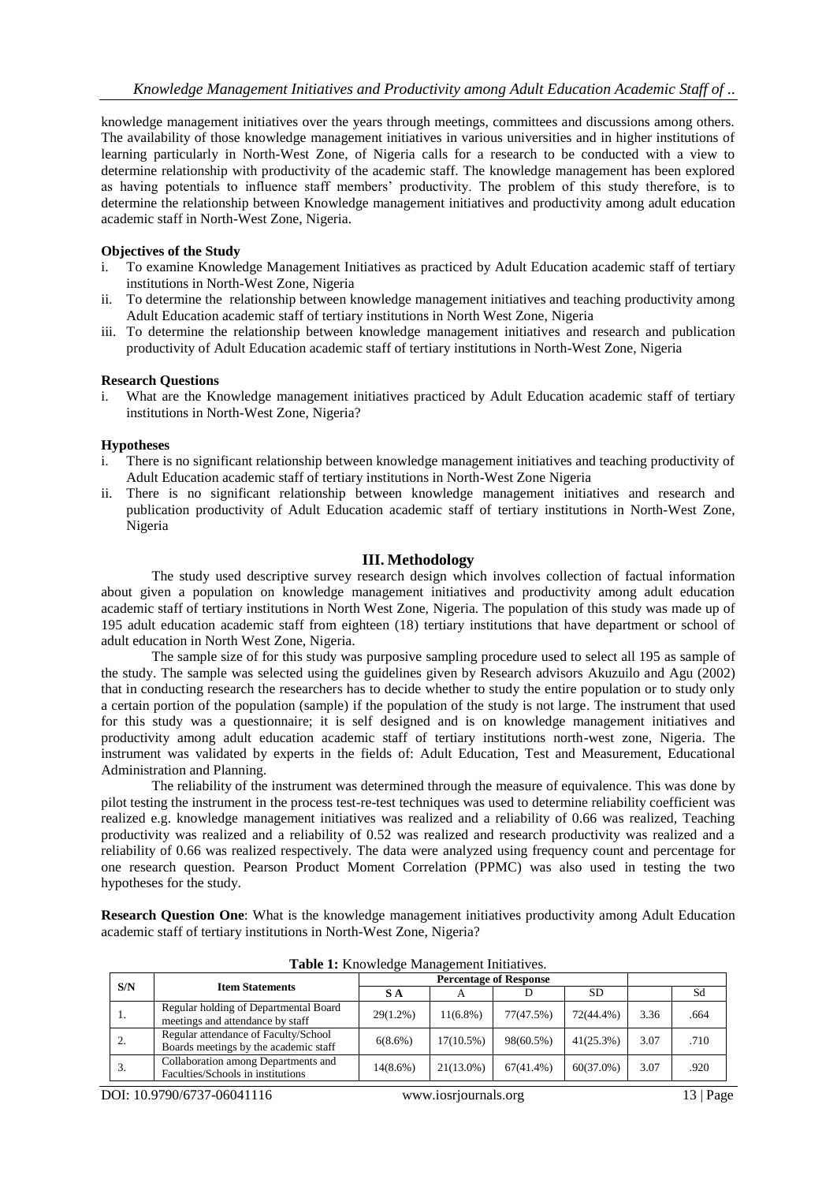knowledge management initiatives over the years through meetings, committees and discussions among others. The availability of those knowledge management initiatives in various universities and in higher institutions of learning particularly in North-West Zone, of Nigeria calls for a research to be conducted with a view to determine relationship with productivity of the academic staff. The knowledge management has been explored as having potentials to influence staff members' productivity. The problem of this study therefore, is to determine the relationship between Knowledge management initiatives and productivity among adult education academic staff in North-West Zone, Nigeria.

**Objectives of the Study**

i. To examine Knowledge Management Initiatives as practiced by Adult Education academic staff of tertiary institutions in North-West Zone, Nigeria
ii. To determine the relationship between knowledge management initiatives and teaching productivity among Adult Education academic staff of tertiary institutions in North West Zone, Nigeria
iii. To determine the relationship between knowledge management initiatives and research and publication productivity of Adult Education academic staff of tertiary institutions in North-West Zone, Nigeria

**Research Questions**

i. What are the Knowledge management initiatives practiced by Adult Education academic staff of tertiary institutions in North-West Zone, Nigeria?

**Hypotheses**

i. There is no significant relationship between knowledge management initiatives and teaching productivity of Adult Education academic staff of tertiary institutions in North-West Zone Nigeria
ii. There is no significant relationship between knowledge management initiatives and research and publication productivity of Adult Education academic staff of tertiary institutions in North-West Zone, Nigeria

## III. Methodology

The study used descriptive survey research design which involves collection of factual information about given a population on knowledge management initiatives and productivity among adult education academic staff of tertiary institutions in North West Zone, Nigeria. The population of this study was made up of 195 adult education academic staff from eighteen (18) tertiary institutions that have department or school of adult education in North West Zone, Nigeria.

The sample size of for this study was purposive sampling procedure used to select all 195 as sample of the study. The sample was selected using the guidelines given by Research advisors Akuzuilo and Agu (2002) that in conducting research the researchers has to decide whether to study the entire population or to study only a certain portion of the population (sample) if the population of the study is not large. The instrument that used for this study was a questionnaire; it is self designed and is on knowledge management initiatives and productivity among adult education academic staff of tertiary institutions north-west zone, Nigeria. The instrument was validated by experts in the fields of: Adult Education, Test and Measurement, Educational Administration and Planning.

The reliability of the instrument was determined through the measure of equivalence. This was done by pilot testing the instrument in the process test-re-test techniques was used to determine reliability coefficient was realized e.g. knowledge management initiatives was realized and a reliability of 0.66 was realized, Teaching productivity was realized and a reliability of 0.52 was realized and research productivity was realized and a reliability of 0.66 was realized respectively. The data were analyzed using frequency count and percentage for one research question. Pearson Product Moment Correlation (PPMC) was also used in testing the two hypotheses for the study.

**Research Question One**: What is the knowledge management initiatives productivity among Adult Education academic staff of tertiary institutions in North-West Zone, Nigeria?

**Table 1:** Knowledge Management Initiatives.

| S/N | Item Statements | Percentage of Response | | | | | |
|---|---|---|---|---|---|---|---|
| | | S A | A | D | SD | | Sd |
| 1. | Regular holding of Departmental Board meetings and attendance by staff | 29(1.2%) | 11(6.8%) | 77(47.5%) | 72(44.4%) | 3.36 | .664 |
| 2. | Regular attendance of Faculty/School Boards meetings by the academic staff | 6(8.6%) | 17(10.5%) | 98(60.5%) | 41(25.3%) | 3.07 | .710 |
| 3. | Collaboration among Departments and Faculties/Schools in institutions | 14(8.6%) | 21(13.0%) | 67(41.4%) | 60(37.0%) | 3.07 | .920 |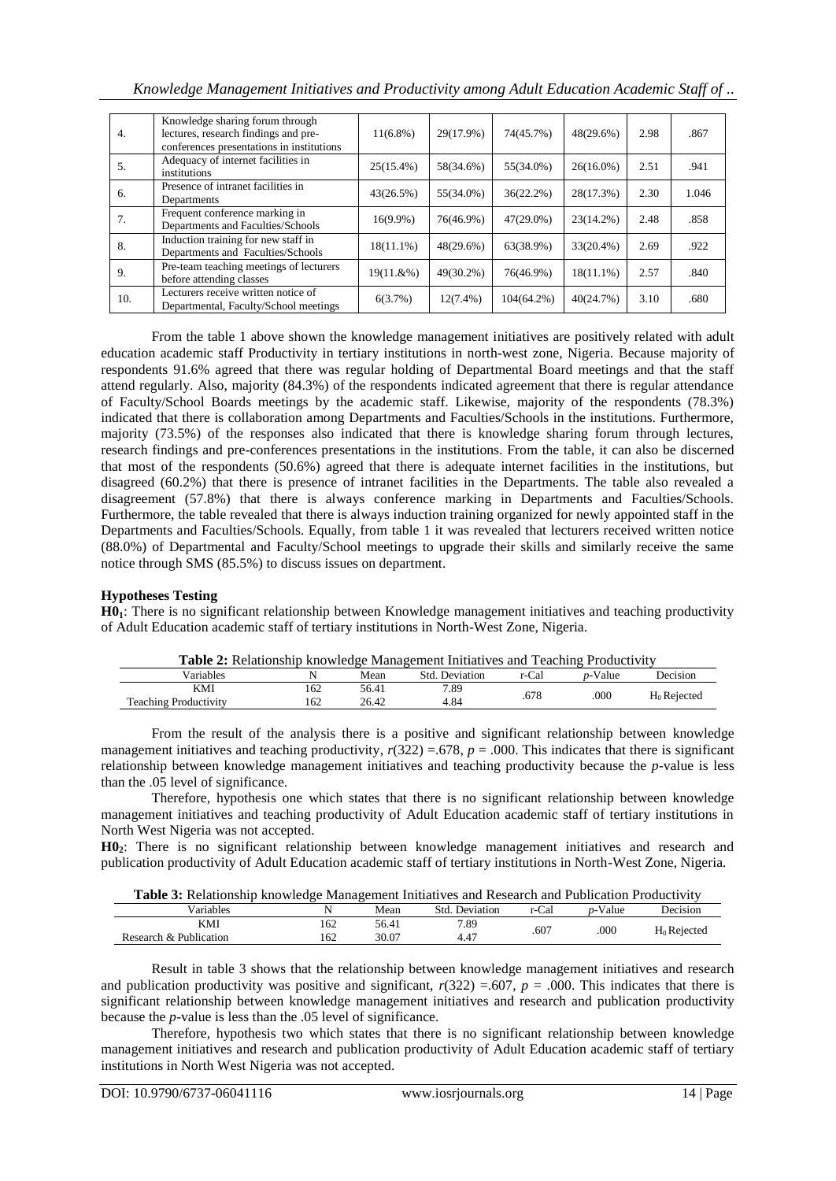| 4. | Knowledge sharing forum through lectures, research findings and pre-conferences presentations in institutions | 11(6.8%) | 29(17.9%) | 74(45.7%) | 48(29.6%) | 2.98 | .867 |
|---|---|---|---|---|---|---|---|
| 5. | Adequacy of internet facilities in institutions | 25(15.4%) | 58(34.6%) | 55(34.0%) | 26(16.0%) | 2.51 | .941 |
| 6. | Presence of intranet facilities in Departments | 43(26.5%) | 55(34.0%) | 36(22.2%) | 28(17.3%) | 2.30 | 1.046 |
| 7. | Frequent conference marking in Departments and Faculties/Schools | 16(9.9%) | 76(46.9%) | 47(29.0%) | 23(14.2%) | 2.48 | .858 |
| 8. | Induction training for new staff in Departments and Faculties/Schools | 18(11.1%) | 48(29.6%) | 63(38.9%) | 33(20.4%) | 2.69 | .922 |
| 9. | Pre-team teaching meetings of lecturers before attending classes | 19(11.&%) | 49(30.2%) | 76(46.9%) | 18(11.1%) | 2.57 | .840 |
| 10. | Lecturers receive written notice of Departmental, Faculty/School meetings | 6(3.7%) | 12(7.4%) | 104(64.2%) | 40(24.7%) | 3.10 | .680 |

From the table 1 above shown the knowledge management initiatives are positively related with adult education academic staff Productivity in tertiary institutions in north-west zone, Nigeria. Because majority of respondents 91.6% agreed that there was regular holding of Departmental Board meetings and that the staff attend regularly. Also, majority (84.3%) of the respondents indicated agreement that there is regular attendance of Faculty/School Boards meetings by the academic staff. Likewise, majority of the respondents (78.3%) indicated that there is collaboration among Departments and Faculties/Schools in the institutions. Furthermore, majority (73.5%) of the responses also indicated that there is knowledge sharing forum through lectures, research findings and pre-conferences presentations in the institutions. From the table, it can also be discerned that most of the respondents (50.6%) agreed that there is adequate internet facilities in the institutions, but disagreed (60.2%) that there is presence of intranet facilities in the Departments. The table also revealed a disagreement (57.8%) that there is always conference marking in Departments and Faculties/Schools. Furthermore, the table revealed that there is always induction training organized for newly appointed staff in the Departments and Faculties/Schools. Equally, from table 1 it was revealed that lecturers received written notice (88.0%) of Departmental and Faculty/School meetings to upgrade their skills and similarly receive the same notice through SMS (85.5%) to discuss issues on department.

### Hypotheses Testing

**H0$_1$**: There is no significant relationship between Knowledge management initiatives and teaching productivity of Adult Education academic staff of tertiary institutions in North-West Zone, Nigeria.

**Table 2:** Relationship knowledge Management Initiatives and Teaching Productivity

| Variables | N | Mean | Std. Deviation | r-Cal | *p*-Value | Decision |
|---|---|---|---|---|---|---|
| KMI | 162 | 56.41 | 7.89 | .678 | .000 | $H_0$ Rejected |
| Teaching Productivity | 162 | 26.42 | 4.84 | | | |

From the result of the analysis there is a positive and significant relationship between knowledge management initiatives and teaching productivity, $r(322) = .678$, $p = .000$. This indicates that there is significant relationship between knowledge management initiatives and teaching productivity because the *p*-value is less than the .05 level of significance.

Therefore, hypothesis one which states that there is no significant relationship between knowledge management initiatives and teaching productivity of Adult Education academic staff of tertiary institutions in North West Nigeria was not accepted.

**H0$_2$**: There is no significant relationship between knowledge management initiatives and research and publication productivity of Adult Education academic staff of tertiary institutions in North-West Zone, Nigeria.

**Table 3:** Relationship knowledge Management Initiatives and Research and Publication Productivity

| Variables | N | Mean | Std. Deviation | r-Cal | *p*-Value | Decision |
|---|---|---|---|---|---|---|
| KMI | 162 | 56.41 | 7.89 | .607 | .000 | $H_0$ Rejected |
| Research & Publication | 162 | 30.07 | 4.47 | | | |

Result in table 3 shows that the relationship between knowledge management initiatives and research and publication productivity was positive and significant, $r(322) = .607$, $p = .000$. This indicates that there is significant relationship between knowledge management initiatives and research and publication productivity because the *p*-value is less than the .05 level of significance.

Therefore, hypothesis two which states that there is no significant relationship between knowledge management initiatives and research and publication productivity of Adult Education academic staff of tertiary institutions in North West Nigeria was not accepted.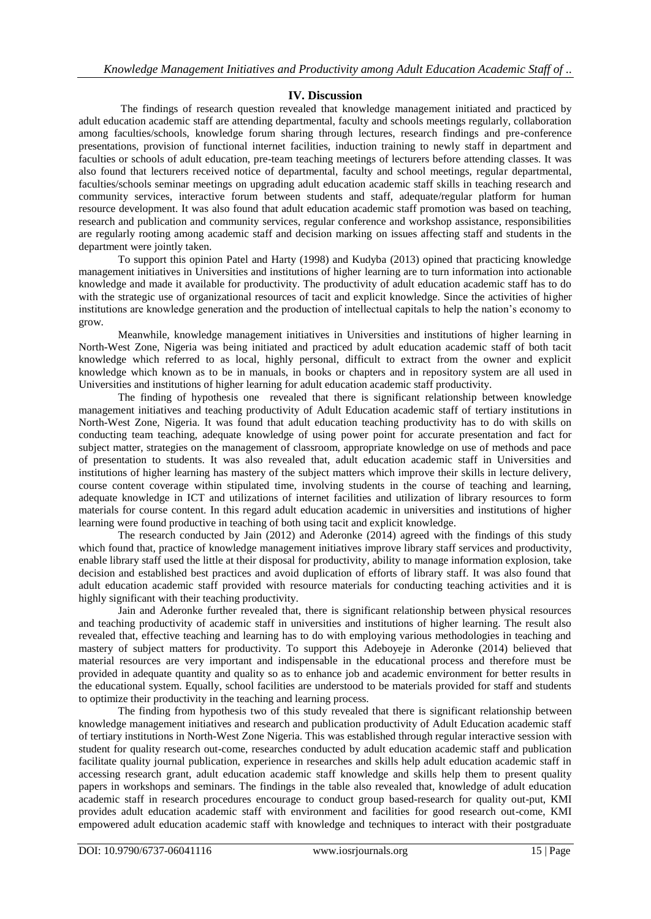## IV. Discussion

The findings of research question revealed that knowledge management initiated and practiced by adult education academic staff are attending departmental, faculty and schools meetings regularly, collaboration among faculties/schools, knowledge forum sharing through lectures, research findings and pre-conference presentations, provision of functional internet facilities, induction training to newly staff in department and faculties or schools of adult education, pre-team teaching meetings of lecturers before attending classes. It was also found that lecturers received notice of departmental, faculty and school meetings, regular departmental, faculties/schools seminar meetings on upgrading adult education academic staff skills in teaching research and community services, interactive forum between students and staff, adequate/regular platform for human resource development. It was also found that adult education academic staff promotion was based on teaching, research and publication and community services, regular conference and workshop assistance, responsibilities are regularly rooting among academic staff and decision marking on issues affecting staff and students in the department were jointly taken.

To support this opinion Patel and Harty (1998) and Kudyba (2013) opined that practicing knowledge management initiatives in Universities and institutions of higher learning are to turn information into actionable knowledge and made it available for productivity. The productivity of adult education academic staff has to do with the strategic use of organizational resources of tacit and explicit knowledge. Since the activities of higher institutions are knowledge generation and the production of intellectual capitals to help the nation's economy to grow.

Meanwhile, knowledge management initiatives in Universities and institutions of higher learning in North-West Zone, Nigeria was being initiated and practiced by adult education academic staff of both tacit knowledge which referred to as local, highly personal, difficult to extract from the owner and explicit knowledge which known as to be in manuals, in books or chapters and in repository system are all used in Universities and institutions of higher learning for adult education academic staff productivity.

The finding of hypothesis one revealed that there is significant relationship between knowledge management initiatives and teaching productivity of Adult Education academic staff of tertiary institutions in North-West Zone, Nigeria. It was found that adult education teaching productivity has to do with skills on conducting team teaching, adequate knowledge of using power point for accurate presentation and fact for subject matter, strategies on the management of classroom, appropriate knowledge on use of methods and pace of presentation to students. It was also revealed that, adult education academic staff in Universities and institutions of higher learning has mastery of the subject matters which improve their skills in lecture delivery, course content coverage within stipulated time, involving students in the course of teaching and learning, adequate knowledge in ICT and utilizations of internet facilities and utilization of library resources to form materials for course content. In this regard adult education academic in universities and institutions of higher learning were found productive in teaching of both using tacit and explicit knowledge.

The research conducted by Jain (2012) and Aderonke (2014) agreed with the findings of this study which found that, practice of knowledge management initiatives improve library staff services and productivity, enable library staff used the little at their disposal for productivity, ability to manage information explosion, take decision and established best practices and avoid duplication of efforts of library staff. It was also found that adult education academic staff provided with resource materials for conducting teaching activities and it is highly significant with their teaching productivity.

Jain and Aderonke further revealed that, there is significant relationship between physical resources and teaching productivity of academic staff in universities and institutions of higher learning. The result also revealed that, effective teaching and learning has to do with employing various methodologies in teaching and mastery of subject matters for productivity. To support this Adeboyeje in Aderonke (2014) believed that material resources are very important and indispensable in the educational process and therefore must be provided in adequate quantity and quality so as to enhance job and academic environment for better results in the educational system. Equally, school facilities are understood to be materials provided for staff and students to optimize their productivity in the teaching and learning process.

The finding from hypothesis two of this study revealed that there is significant relationship between knowledge management initiatives and research and publication productivity of Adult Education academic staff of tertiary institutions in North-West Zone Nigeria. This was established through regular interactive session with student for quality research out-come, researches conducted by adult education academic staff and publication facilitate quality journal publication, experience in researches and skills help adult education academic staff in accessing research grant, adult education academic staff knowledge and skills help them to present quality papers in workshops and seminars. The findings in the table also revealed that, knowledge of adult education academic staff in research procedures encourage to conduct group based-research for quality out-put, KMI provides adult education academic staff with environment and facilities for good research out-come, KMI empowered adult education academic staff with knowledge and techniques to interact with their postgraduate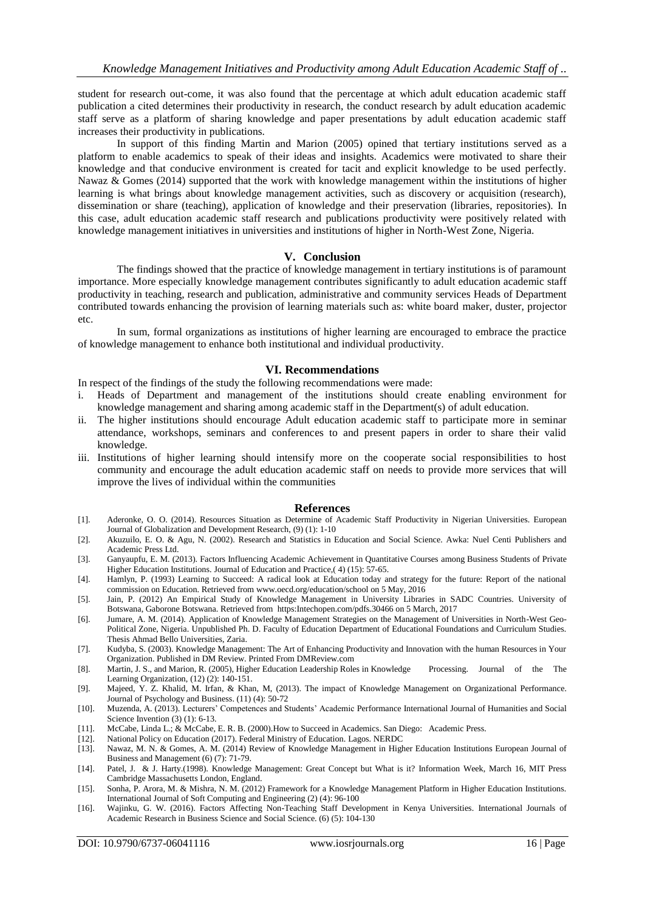student for research out-come, it was also found that the percentage at which adult education academic staff publication a cited determines their productivity in research, the conduct research by adult education academic staff serve as a platform of sharing knowledge and paper presentations by adult education academic staff increases their productivity in publications.

In support of this finding Martin and Marion (2005) opined that tertiary institutions served as a platform to enable academics to speak of their ideas and insights. Academics were motivated to share their knowledge and that conducive environment is created for tacit and explicit knowledge to be used perfectly. Nawaz & Gomes (2014) supported that the work with knowledge management within the institutions of higher learning is what brings about knowledge management activities, such as discovery or acquisition (research), dissemination or share (teaching), application of knowledge and their preservation (libraries, repositories). In this case, adult education academic staff research and publications productivity were positively related with knowledge management initiatives in universities and institutions of higher in North-West Zone, Nigeria.

## V. Conclusion

The findings showed that the practice of knowledge management in tertiary institutions is of paramount importance. More especially knowledge management contributes significantly to adult education academic staff productivity in teaching, research and publication, administrative and community services Heads of Department contributed towards enhancing the provision of learning materials such as: white board maker, duster, projector etc.

In sum, formal organizations as institutions of higher learning are encouraged to embrace the practice of knowledge management to enhance both institutional and individual productivity.

## VI. Recommendations

In respect of the findings of the study the following recommendations were made:

i. Heads of Department and management of the institutions should create enabling environment for knowledge management and sharing among academic staff in the Department(s) of adult education.
ii. The higher institutions should encourage Adult education academic staff to participate more in seminar attendance, workshops, seminars and conferences to and present papers in order to share their valid knowledge.
iii. Institutions of higher learning should intensify more on the cooperate social responsibilities to host community and encourage the adult education academic staff on needs to provide more services that will improve the lives of individual within the communities

## References

[1]. Aderonke, O. O. (2014). Resources Situation as Determine of Academic Staff Productivity in Nigerian Universities. European Journal of Globalization and Development Research, (9) (1): 1-10

[2]. Akuzuilo, E. O. & Agu, N. (2002). Research and Statistics in Education and Social Science. Awka: Nuel Centi Publishers and Academic Press Ltd.

[3]. Ganyaupfu, E. M. (2013). Factors Influencing Academic Achievement in Quantitative Courses among Business Students of Private Higher Education Institutions. Journal of Education and Practice,( 4) (15): 57-65.

[4]. Hamlyn, P. (1993) Learning to Succeed: A radical look at Education today and strategy for the future: Report of the national commission on Education. Retrieved from www.oecd.org/education/school on 5 May, 2016

[5]. Jain, P. (2012) An Empirical Study of Knowledge Management in University Libraries in SADC Countries. University of Botswana, Gaborone Botswana. Retrieved from https:Intechopen.com/pdfs.30466 on 5 March, 2017

[6]. Jumare, A. M. (2014). Application of Knowledge Management Strategies on the Management of Universities in North-West Geo-Political Zone, Nigeria. Unpublished Ph. D. Faculty of Education Department of Educational Foundations and Curriculum Studies. Thesis Ahmad Bello Universities, Zaria.

[7]. Kudyba, S. (2003). Knowledge Management: The Art of Enhancing Productivity and Innovation with the human Resources in Your Organization. Published in DM Review. Printed From DMReview.com

[8]. Martin, J. S., and Marion, R. (2005), Higher Education Leadership Roles in Knowledge Processing. Journal of the The Learning Organization, (12) (2): 140-151.

[9]. Majeed, Y. Z. Khalid, M. Irfan, & Khan, M, (2013). The impact of Knowledge Management on Organizational Performance. Journal of Psychology and Business. (11) (4): 50-72

[10]. Muzenda, A. (2013). Lecturers' Competences and Students' Academic Performance International Journal of Humanities and Social Science Invention (3) (1): 6-13.

[11]. McCabe, Linda L.; & McCabe, E. R. B. (2000).How to Succeed in Academics. San Diego: Academic Press.

[12]. National Policy on Education (2017). Federal Ministry of Education. Lagos. NERDC

[13]. Nawaz, M. N. & Gomes, A. M. (2014) Review of Knowledge Management in Higher Education Institutions European Journal of Business and Management (6) (7): 71-79.

[14]. Patel, J. & J. Harty.(1998). Knowledge Management: Great Concept but What is it? Information Week, March 16, MIT Press Cambridge Massachusetts London, England.

[15]. Sonha, P. Arora, M. & Mishra, N. M. (2012) Framework for a Knowledge Management Platform in Higher Education Institutions. International Journal of Soft Computing and Engineering (2) (4): 96-100

[16]. Wajinku, G. W. (2016). Factors Affecting Non-Teaching Staff Development in Kenya Universities. International Journals of Academic Research in Business Science and Social Science. (6) (5): 104-130